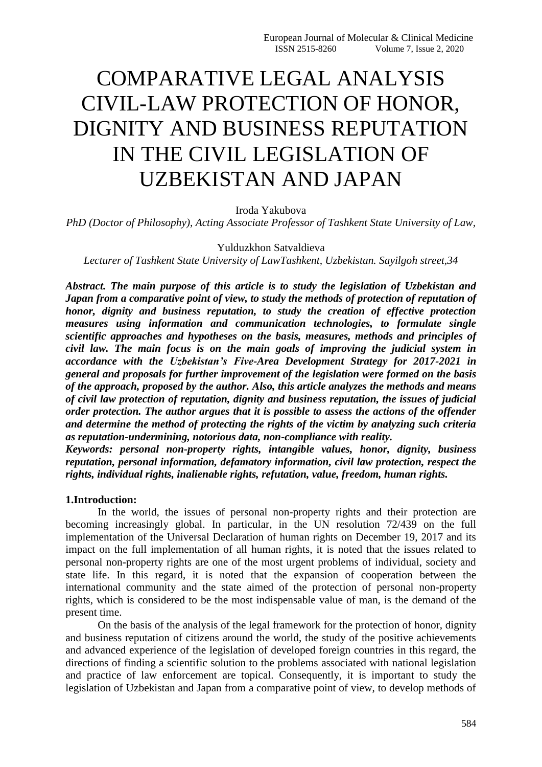# COMPARATIVE LEGAL ANALYSIS CIVIL-LAW PROTECTION OF HONOR, DIGNITY AND BUSINESS REPUTATION IN THE CIVIL LEGISLATION OF UZBEKISTAN AND JAPAN

Iroda Yakubova

*PhD (Doctor of Philosophy), Acting Associate Professor of Tashkent State University of Law,*

Yulduzkhon Satvaldieva

*Lecturer of Tashkent State University of LawTashkent, Uzbekistan. Sayilgoh street,34*

***Abstract. The main purpose of this article is to study the legislation of Uzbekistan and Japan from a comparative point of view, to study the methods of protection of reputation of honor, dignity and business reputation, to study the creation of effective protection measures using information and communication technologies, to formulate single scientific approaches and hypotheses on the basis, measures, methods and principles of civil law. The main focus is on the main goals of improving the judicial system in accordance with the Uzbekistan's Five-Area Development Strategy for 2017-2021 in general and proposals for further improvement of the legislation were formed on the basis of the approach, proposed by the author. Also, this article analyzes the methods and means of civil law protection of reputation, dignity and business reputation, the issues of judicial order protection. The author argues that it is possible to assess the actions of the offender and determine the method of protecting the rights of the victim by analyzing such criteria as reputation-undermining, notorious data, non-compliance with reality.***

***Keywords: personal non-property rights, intangible values, honor, dignity, business reputation, personal information, defamatory information, civil law protection, respect the rights, individual rights, inalienable rights, refutation, value, freedom, human rights.***

## 1.Introduction:

In the world, the issues of personal non-property rights and their protection are becoming increasingly global. In particular, in the UN resolution 72/439 on the full implementation of the Universal Declaration of human rights on December 19, 2017 and its impact on the full implementation of all human rights, it is noted that the issues related to personal non-property rights are one of the most urgent problems of individual, society and state life. In this regard, it is noted that the expansion of cooperation between the international community and the state aimed of the protection of personal non-property rights, which is considered to be the most indispensable value of man, is the demand of the present time.

On the basis of the analysis of the legal framework for the protection of honor, dignity and business reputation of citizens around the world, the study of the positive achievements and advanced experience of the legislation of developed foreign countries in this regard, the directions of finding a scientific solution to the problems associated with national legislation and practice of law enforcement are topical. Consequently, it is important to study the legislation of Uzbekistan and Japan from a comparative point of view, to develop methods of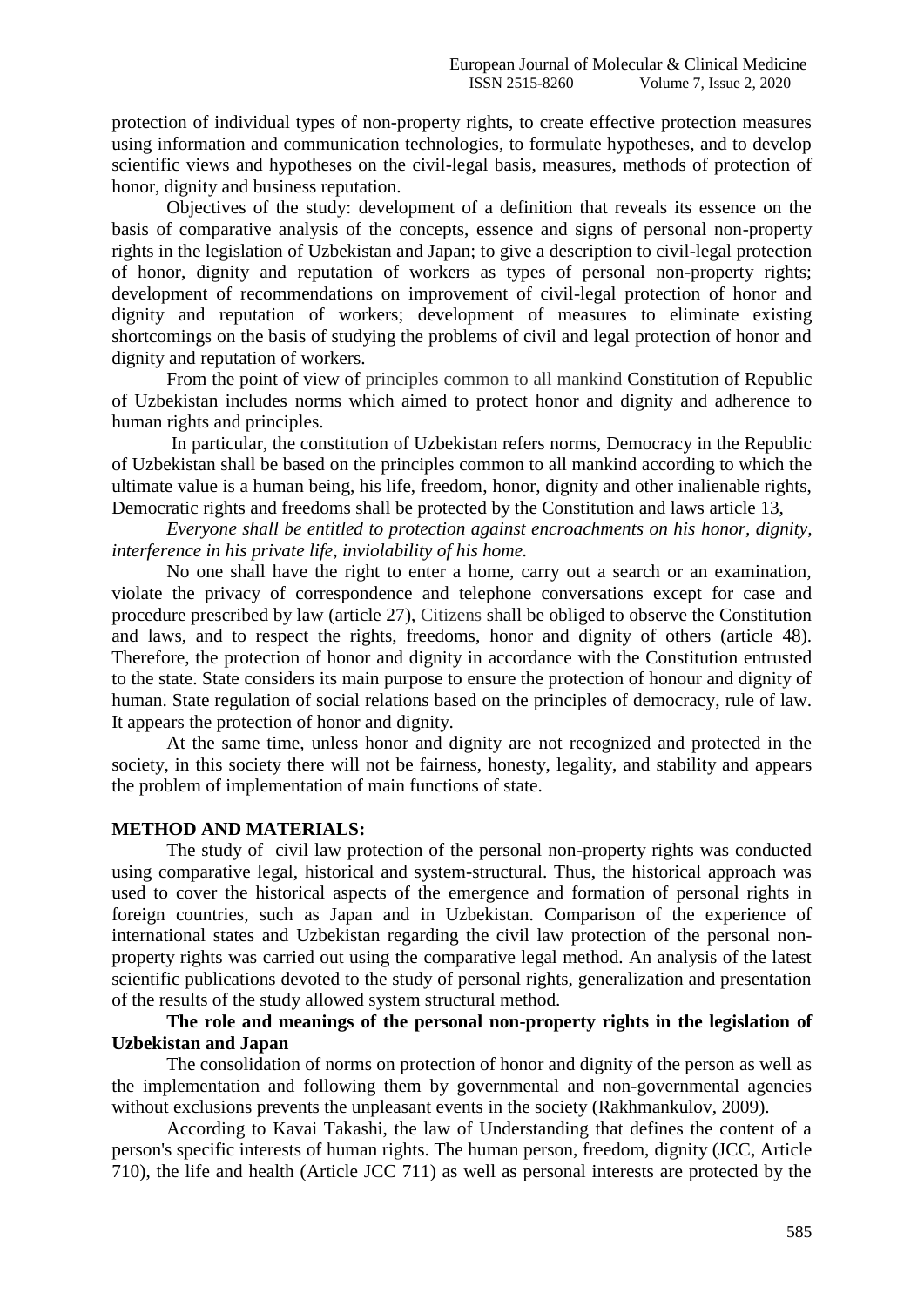protection of individual types of non-property rights, to create effective protection measures using information and communication technologies, to formulate hypotheses, and to develop scientific views and hypotheses on the civil-legal basis, measures, methods of protection of honor, dignity and business reputation.

Objectives of the study: development of a definition that reveals its essence on the basis of comparative analysis of the concepts, essence and signs of personal non-property rights in the legislation of Uzbekistan and Japan; to give a description to civil-legal protection of honor, dignity and reputation of workers as types of personal non-property rights; development of recommendations on improvement of civil-legal protection of honor and dignity and reputation of workers; development of measures to eliminate existing shortcomings on the basis of studying the problems of civil and legal protection of honor and dignity and reputation of workers.

From the point of view of principles common to all mankind Constitution of Republic of Uzbekistan includes norms which aimed to protect honor and dignity and adherence to human rights and principles.

In particular, the constitution of Uzbekistan refers norms, Democracy in the Republic of Uzbekistan shall be based on the principles common to all mankind according to which the ultimate value is a human being, his life, freedom, honor, dignity and other inalienable rights, Democratic rights and freedoms shall be protected by the Constitution and laws article 13,

*Everyone shall be entitled to protection against encroachments on his honor, dignity, interference in his private life, inviolability of his home.*

No one shall have the right to enter a home, carry out a search or an examination, violate the privacy of correspondence and telephone conversations except for case and procedure prescribed by law (article 27), Citizens shall be obliged to observe the Constitution and laws, and to respect the rights, freedoms, honor and dignity of others (article 48). Therefore, the protection of honor and dignity in accordance with the Constitution entrusted to the state. State considers its main purpose to ensure the protection of honour and dignity of human. State regulation of social relations based on the principles of democracy, rule of law. It appears the protection of honor and dignity.

At the same time, unless honor and dignity are not recognized and protected in the society, in this society there will not be fairness, honesty, legality, and stability and appears the problem of implementation of main functions of state.

## METHOD AND MATERIALS:

The study of civil law protection of the personal non-property rights was conducted using comparative legal, historical and system-structural. Thus, the historical approach was used to cover the historical aspects of the emergence and formation of personal rights in foreign countries, such as Japan and in Uzbekistan. Comparison of the experience of international states and Uzbekistan regarding the civil law protection of the personal non-property rights was carried out using the comparative legal method. An analysis of the latest scientific publications devoted to the study of personal rights, generalization and presentation of the results of the study allowed system structural method.

### The role and meanings of the personal non-property rights in the legislation of Uzbekistan and Japan

The consolidation of norms on protection of honor and dignity of the person as well as the implementation and following them by governmental and non-governmental agencies without exclusions prevents the unpleasant events in the society (Rakhmankulov, 2009).

According to Kavai Takashi, the law of Understanding that defines the content of a person's specific interests of human rights. The human person, freedom, dignity (JCC, Article 710), the life and health (Article JCC 711) as well as personal interests are protected by the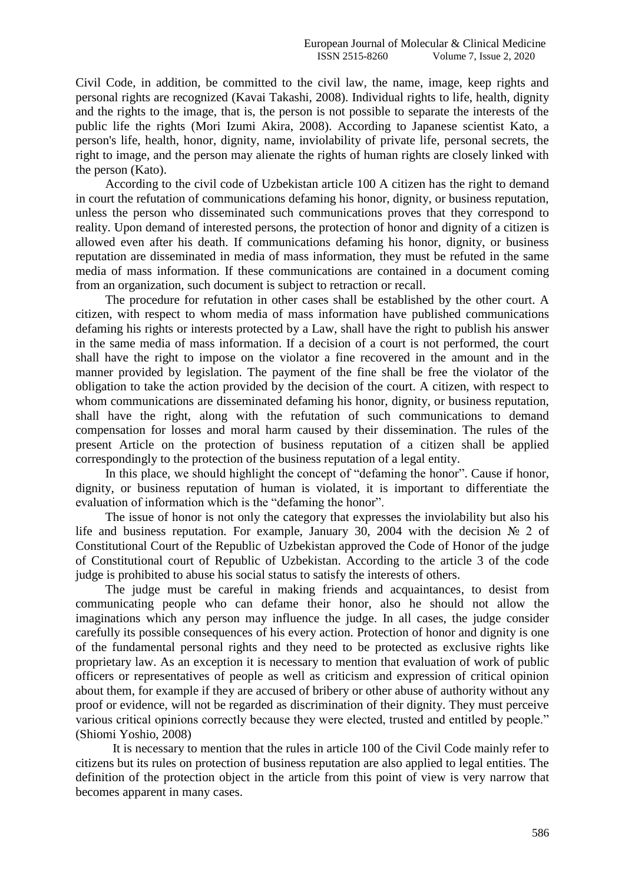Civil Code, in addition, be committed to the civil law, the name, image, keep rights and personal rights are recognized (Kavai Takashi, 2008). Individual rights to life, health, dignity and the rights to the image, that is, the person is not possible to separate the interests of the public life the rights (Mori Izumi Akira, 2008). According to Japanese scientist Kato, a person's life, health, honor, dignity, name, inviolability of private life, personal secrets, the right to image, and the person may alienate the rights of human rights are closely linked with the person (Kato).

According to the civil code of Uzbekistan article 100 A citizen has the right to demand in court the refutation of communications defaming his honor, dignity, or business reputation, unless the person who disseminated such communications proves that they correspond to reality. Upon demand of interested persons, the protection of honor and dignity of a citizen is allowed even after his death. If communications defaming his honor, dignity, or business reputation are disseminated in media of mass information, they must be refuted in the same media of mass information. If these communications are contained in a document coming from an organization, such document is subject to retraction or recall.

The procedure for refutation in other cases shall be established by the other court. A citizen, with respect to whom media of mass information have published communications defaming his rights or interests protected by a Law, shall have the right to publish his answer in the same media of mass information. If a decision of a court is not performed, the court shall have the right to impose on the violator a fine recovered in the amount and in the manner provided by legislation. The payment of the fine shall be free the violator of the obligation to take the action provided by the decision of the court. A citizen, with respect to whom communications are disseminated defaming his honor, dignity, or business reputation, shall have the right, along with the refutation of such communications to demand compensation for losses and moral harm caused by their dissemination. The rules of the present Article on the protection of business reputation of a citizen shall be applied correspondingly to the protection of the business reputation of a legal entity.

In this place, we should highlight the concept of "defaming the honor". Cause if honor, dignity, or business reputation of human is violated, it is important to differentiate the evaluation of information which is the "defaming the honor".

The issue of honor is not only the category that expresses the inviolability but also his life and business reputation. For example, January 30, 2004 with the decision № 2 of Constitutional Court of the Republic of Uzbekistan approved the Code of Honor of the judge of Constitutional court of Republic of Uzbekistan. According to the article 3 of the code judge is prohibited to abuse his social status to satisfy the interests of others.

The judge must be careful in making friends and acquaintances, to desist from communicating people who can defame their honor, also he should not allow the imaginations which any person may influence the judge. In all cases, the judge consider carefully its possible consequences of his every action. Protection of honor and dignity is one of the fundamental personal rights and they need to be protected as exclusive rights like proprietary law. As an exception it is necessary to mention that evaluation of work of public officers or representatives of people as well as criticism and expression of critical opinion about them, for example if they are accused of bribery or other abuse of authority without any proof or evidence, will not be regarded as discrimination of their dignity. They must perceive various critical opinions correctly because they were elected, trusted and entitled by people." (Shiomi Yoshio, 2008)

It is necessary to mention that the rules in article 100 of the Civil Code mainly refer to citizens but its rules on protection of business reputation are also applied to legal entities. The definition of the protection object in the article from this point of view is very narrow that becomes apparent in many cases.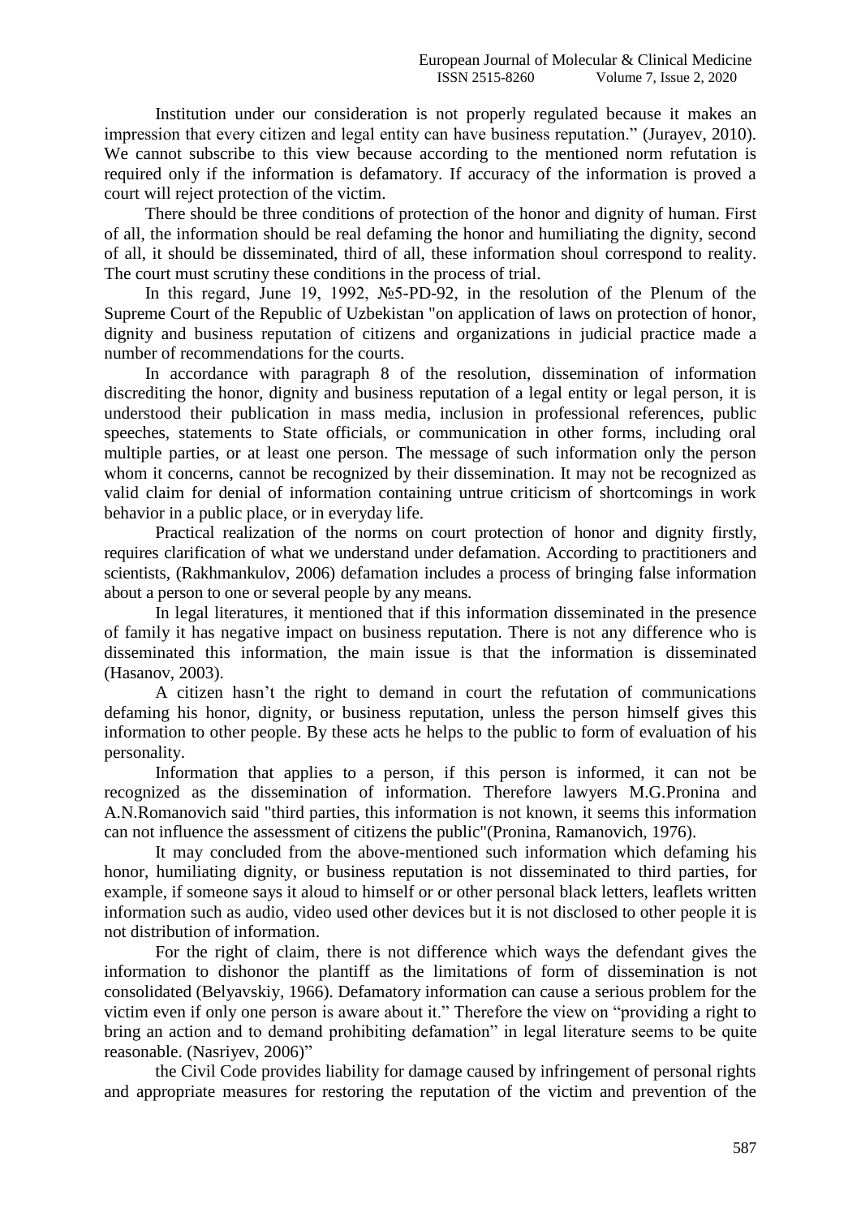Institution under our consideration is not properly regulated because it makes an impression that every citizen and legal entity can have business reputation." (Jurayev, 2010). We cannot subscribe to this view because according to the mentioned norm refutation is required only if the information is defamatory. If accuracy of the information is proved a court will reject protection of the victim.

There should be three conditions of protection of the honor and dignity of human. First of all, the information should be real defaming the honor and humiliating the dignity, second of all, it should be disseminated, third of all, these information shoul correspond to reality. The court must scrutiny these conditions in the process of trial.

In this regard, June 19, 1992, №5-PD-92, in the resolution of the Plenum of the Supreme Court of the Republic of Uzbekistan "on application of laws on protection of honor, dignity and business reputation of citizens and organizations in judicial practice made a number of recommendations for the courts.

In accordance with paragraph 8 of the resolution, dissemination of information discrediting the honor, dignity and business reputation of a legal entity or legal person, it is understood their publication in mass media, inclusion in professional references, public speeches, statements to State officials, or communication in other forms, including oral multiple parties, or at least one person. The message of such information only the person whom it concerns, cannot be recognized by their dissemination. It may not be recognized as valid claim for denial of information containing untrue criticism of shortcomings in work behavior in a public place, or in everyday life.

Practical realization of the norms on court protection of honor and dignity firstly, requires clarification of what we understand under defamation. According to practitioners and scientists, (Rakhmankulov, 2006) defamation includes a process of bringing false information about a person to one or several people by any means.

In legal literatures, it mentioned that if this information disseminated in the presence of family it has negative impact on business reputation. There is not any difference who is disseminated this information, the main issue is that the information is disseminated (Hasanov, 2003).

A citizen hasn't the right to demand in court the refutation of communications defaming his honor, dignity, or business reputation, unless the person himself gives this information to other people. By these acts he helps to the public to form of evaluation of his personality.

Information that applies to a person, if this person is informed, it can not be recognized as the dissemination of information. Therefore lawyers M.G.Pronina and A.N.Romanovich said "third parties, this information is not known, it seems this information can not influence the assessment of citizens the public"(Pronina, Ramanovich, 1976).

It may concluded from the above-mentioned such information which defaming his honor, humiliating dignity, or business reputation is not disseminated to third parties, for example, if someone says it aloud to himself or or other personal black letters, leaflets written information such as audio, video used other devices but it is not disclosed to other people it is not distribution of information.

For the right of claim, there is not difference which ways the defendant gives the information to dishonor the plantiff as the limitations of form of dissemination is not consolidated (Belyavskiy, 1966). Defamatory information can cause a serious problem for the victim even if only one person is aware about it." Therefore the view on "providing a right to bring an action and to demand prohibiting defamation" in legal literature seems to be quite reasonable. (Nasriyev, 2006)"

the Civil Code provides liability for damage caused by infringement of personal rights and appropriate measures for restoring the reputation of the victim and prevention of the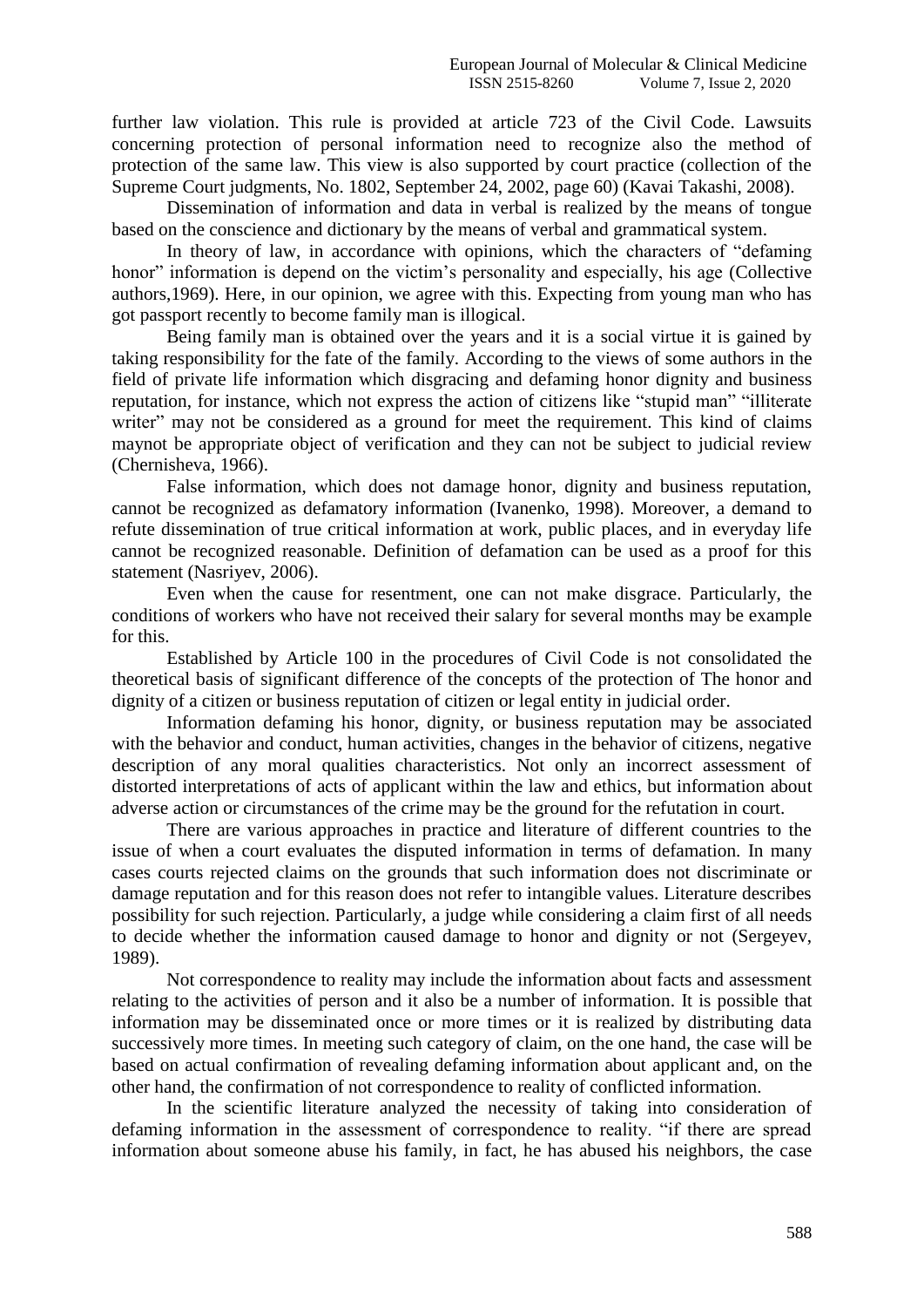further law violation. This rule is provided at article 723 of the Civil Code. Lawsuits concerning protection of personal information need to recognize also the method of protection of the same law. This view is also supported by court practice (collection of the Supreme Court judgments, No. 1802, September 24, 2002, page 60) (Kavai Takashi, 2008).

Dissemination of information and data in verbal is realized by the means of tongue based on the conscience and dictionary by the means of verbal and grammatical system.

In theory of law, in accordance with opinions, which the characters of "defaming honor" information is depend on the victim's personality and especially, his age (Collective authors,1969). Here, in our opinion, we agree with this. Expecting from young man who has got passport recently to become family man is illogical.

Being family man is obtained over the years and it is a social virtue it is gained by taking responsibility for the fate of the family. According to the views of some authors in the field of private life information which disgracing and defaming honor dignity and business reputation, for instance, which not express the action of citizens like "stupid man" "illiterate writer" may not be considered as a ground for meet the requirement. This kind of claims maynot be appropriate object of verification and they can not be subject to judicial review (Chernisheva, 1966).

False information, which does not damage honor, dignity and business reputation, cannot be recognized as defamatory information (Ivanenko, 1998). Moreover, a demand to refute dissemination of true critical information at work, public places, and in everyday life cannot be recognized reasonable. Definition of defamation can be used as a proof for this statement (Nasriyev, 2006).

Even when the cause for resentment, one can not make disgrace. Particularly, the conditions of workers who have not received their salary for several months may be example for this.

Established by Article 100 in the procedures of Civil Code is not consolidated the theoretical basis of significant difference of the concepts of the protection of The honor and dignity of a citizen or business reputation of citizen or legal entity in judicial order.

Information defaming his honor, dignity, or business reputation may be associated with the behavior and conduct, human activities, changes in the behavior of citizens, negative description of any moral qualities characteristics. Not only an incorrect assessment of distorted interpretations of acts of applicant within the law and ethics, but information about adverse action or circumstances of the crime may be the ground for the refutation in court.

There are various approaches in practice and literature of different countries to the issue of when a court evaluates the disputed information in terms of defamation. In many cases courts rejected claims on the grounds that such information does not discriminate or damage reputation and for this reason does not refer to intangible values. Literature describes possibility for such rejection. Particularly, a judge while considering a claim first of all needs to decide whether the information caused damage to honor and dignity or not (Sergeyev, 1989).

Not correspondence to reality may include the information about facts and assessment relating to the activities of person and it also be a number of information. It is possible that information may be disseminated once or more times or it is realized by distributing data successively more times. In meeting such category of claim, on the one hand, the case will be based on actual confirmation of revealing defaming information about applicant and, on the other hand, the confirmation of not correspondence to reality of conflicted information.

In the scientific literature analyzed the necessity of taking into consideration of defaming information in the assessment of correspondence to reality. "if there are spread information about someone abuse his family, in fact, he has abused his neighbors, the case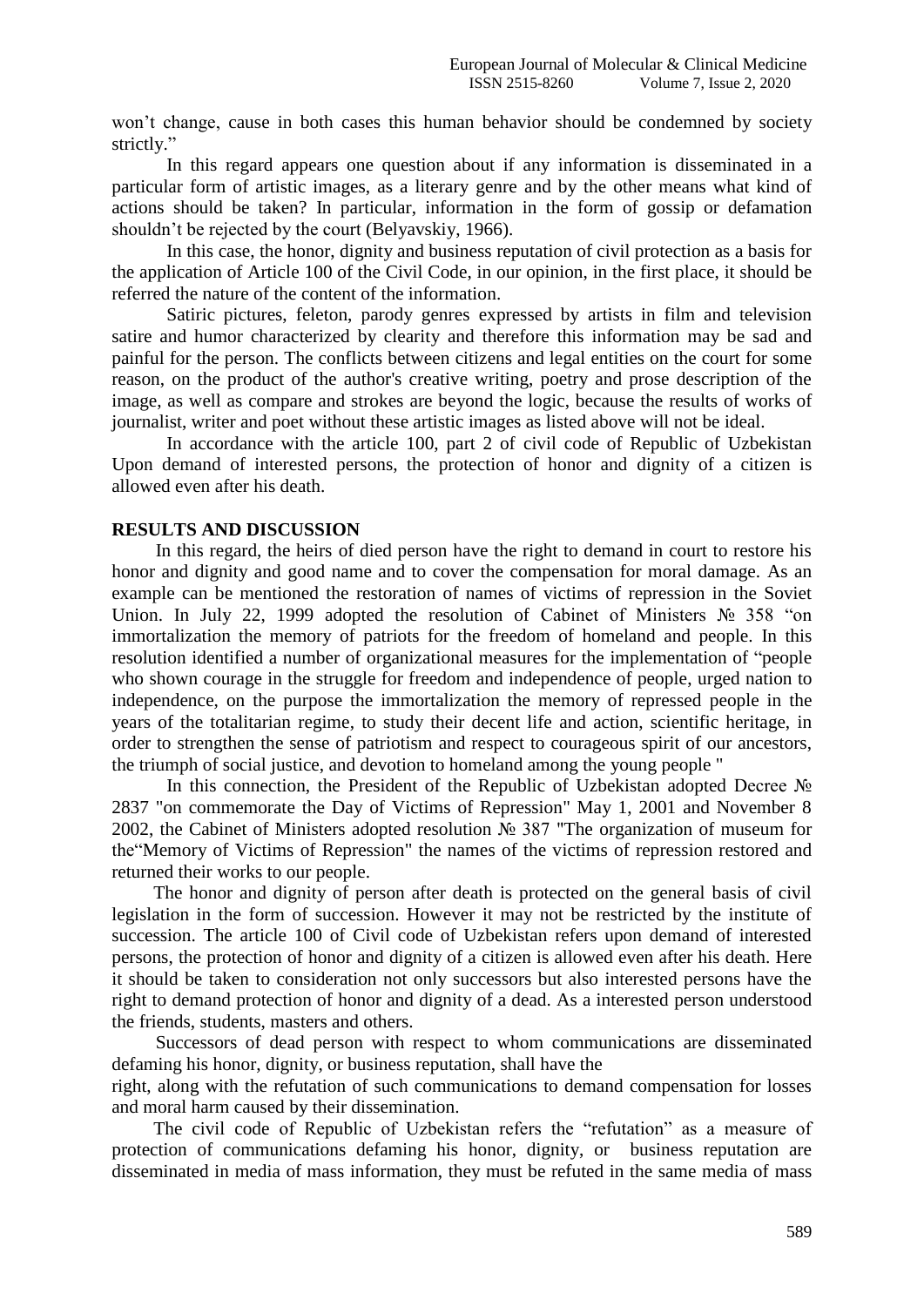won't change, cause in both cases this human behavior should be condemned by society strictly."

In this regard appears one question about if any information is disseminated in a particular form of artistic images, as a literary genre and by the other means what kind of actions should be taken? In particular, information in the form of gossip or defamation shouldn't be rejected by the court (Belyavskiy, 1966).

In this case, the honor, dignity and business reputation of civil protection as a basis for the application of Article 100 of the Civil Code, in our opinion, in the first place, it should be referred the nature of the content of the information.

Satiric pictures, feleton, parody genres expressed by artists in film and television satire and humor characterized by clearity and therefore this information may be sad and painful for the person. The conflicts between citizens and legal entities on the court for some reason, on the product of the author's creative writing, poetry and prose description of the image, as well as compare and strokes are beyond the logic, because the results of works of journalist, writer and poet without these artistic images as listed above will not be ideal.

In accordance with the article 100, part 2 of civil code of Republic of Uzbekistan Upon demand of interested persons, the protection of honor and dignity of a citizen is allowed even after his death.

## RESULTS AND DISCUSSION

In this regard, the heirs of died person have the right to demand in court to restore his honor and dignity and good name and to cover the compensation for moral damage. As an example can be mentioned the restoration of names of victims of repression in the Soviet Union. In July 22, 1999 adopted the resolution of Cabinet of Ministers № 358 "on immortalization the memory of patriots for the freedom of homeland and people. In this resolution identified a number of organizational measures for the implementation of "people who shown courage in the struggle for freedom and independence of people, urged nation to independence, on the purpose the immortalization the memory of repressed people in the years of the totalitarian regime, to study their decent life and action, scientific heritage, in order to strengthen the sense of patriotism and respect to courageous spirit of our ancestors, the triumph of social justice, and devotion to homeland among the young people "

In this connection, the President of the Republic of Uzbekistan adopted Decree № 2837 "on commemorate the Day of Victims of Repression" May 1, 2001 and November 8 2002, the Cabinet of Ministers adopted resolution № 387 "The organization of museum for the"Memory of Victims of Repression" the names of the victims of repression restored and returned their works to our people.

The honor and dignity of person after death is protected on the general basis of civil legislation in the form of succession. However it may not be restricted by the institute of succession. The article 100 of Civil code of Uzbekistan refers upon demand of interested persons, the protection of honor and dignity of a citizen is allowed even after his death. Here it should be taken to consideration not only successors but also interested persons have the right to demand protection of honor and dignity of a dead. As a interested person understood the friends, students, masters and others.

Successors of dead person with respect to whom communications are disseminated defaming his honor, dignity, or business reputation, shall have the right, along with the refutation of such communications to demand compensation for losses and moral harm caused by their dissemination.

The civil code of Republic of Uzbekistan refers the "refutation" as a measure of protection of communications defaming his honor, dignity, or business reputation are disseminated in media of mass information, they must be refuted in the same media of mass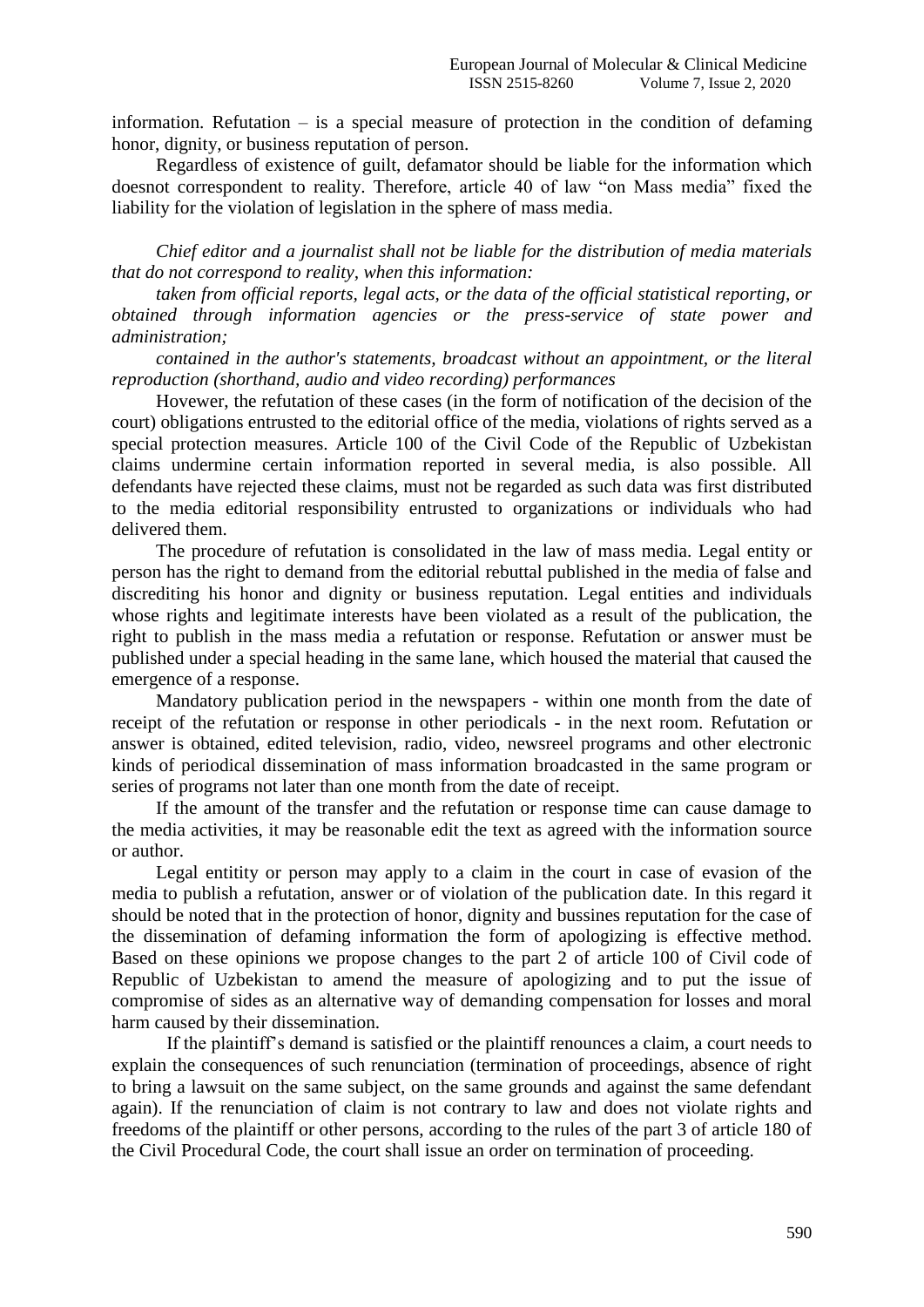information. Refutation – is a special measure of protection in the condition of defaming honor, dignity, or business reputation of person.

Regardless of existence of guilt, defamator should be liable for the information which doesnot correspondent to reality. Therefore, article 40 of law "on Mass media" fixed the liability for the violation of legislation in the sphere of mass media.

*Chief editor and a journalist shall not be liable for the distribution of media materials that do not correspond to reality, when this information:*

*taken from official reports, legal acts, or the data of the official statistical reporting, or obtained through information agencies or the press-service of state power and administration;*

*contained in the author's statements, broadcast without an appointment, or the literal reproduction (shorthand, audio and video recording) performances*

Hovewer, the refutation of these cases (in the form of notification of the decision of the court) obligations entrusted to the editorial office of the media, violations of rights served as a special protection measures. Article 100 of the Civil Code of the Republic of Uzbekistan claims undermine certain information reported in several media, is also possible. All defendants have rejected these claims, must not be regarded as such data was first distributed to the media editorial responsibility entrusted to organizations or individuals who had delivered them.

The procedure of refutation is consolidated in the law of mass media. Legal entity or person has the right to demand from the editorial rebuttal published in the media of false and discrediting his honor and dignity or business reputation. Legal entities and individuals whose rights and legitimate interests have been violated as a result of the publication, the right to publish in the mass media a refutation or response. Refutation or answer must be published under a special heading in the same lane, which housed the material that caused the emergence of a response.

Mandatory publication period in the newspapers - within one month from the date of receipt of the refutation or response in other periodicals - in the next room. Refutation or answer is obtained, edited television, radio, video, newsreel programs and other electronic kinds of periodical dissemination of mass information broadcasted in the same program or series of programs not later than one month from the date of receipt.

If the amount of the transfer and the refutation or response time can cause damage to the media activities, it may be reasonable edit the text as agreed with the information source or author.

Legal entitity or person may apply to a claim in the court in case of evasion of the media to publish a refutation, answer or of violation of the publication date. In this regard it should be noted that in the protection of honor, dignity and bussines reputation for the case of the dissemination of defaming information the form of apologizing is effective method. Based on these opinions we propose changes to the part 2 of article 100 of Civil code of Republic of Uzbekistan to amend the measure of apologizing and to put the issue of compromise of sides as an alternative way of demanding compensation for losses and moral harm caused by their dissemination.

If the plaintiff's demand is satisfied or the plaintiff renounces a claim, a court needs to explain the consequences of such renunciation (termination of proceedings, absence of right to bring a lawsuit on the same subject, on the same grounds and against the same defendant again). If the renunciation of claim is not contrary to law and does not violate rights and freedoms of the plaintiff or other persons, according to the rules of the part 3 of article 180 of the Civil Procedural Code, the court shall issue an order on termination of proceeding.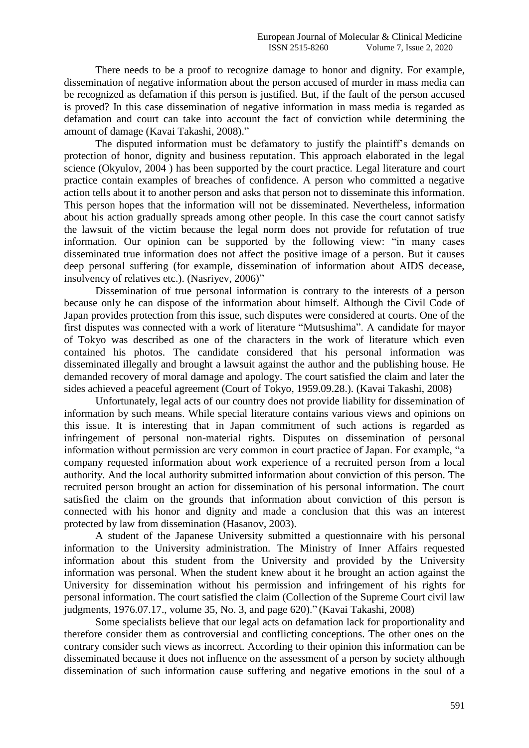There needs to be a proof to recognize damage to honor and dignity. For example, dissemination of negative information about the person accused of murder in mass media can be recognized as defamation if this person is justified. But, if the fault of the person accused is proved? In this case dissemination of negative information in mass media is regarded as defamation and court can take into account the fact of conviction while determining the amount of damage (Kavai Takashi, 2008)."

The disputed information must be defamatory to justify the plaintiff's demands on protection of honor, dignity and business reputation. This approach elaborated in the legal science (Okyulov, 2004 ) has been supported by the court practice. Legal literature and court practice contain examples of breaches of confidence. A person who committed a negative action tells about it to another person and asks that person not to disseminate this information. This person hopes that the information will not be disseminated. Nevertheless, information about his action gradually spreads among other people. In this case the court cannot satisfy the lawsuit of the victim because the legal norm does not provide for refutation of true information. Our opinion can be supported by the following view: "in many cases disseminated true information does not affect the positive image of a person. But it causes deep personal suffering (for example, dissemination of information about AIDS decease, insolvency of relatives etc.). (Nasriyev, 2006)"

Dissemination of true personal information is contrary to the interests of a person because only he can dispose of the information about himself. Although the Civil Code of Japan provides protection from this issue, such disputes were considered at courts. One of the first disputes was connected with a work of literature "Mutsushima". A candidate for mayor of Tokyo was described as one of the characters in the work of literature which even contained his photos. The candidate considered that his personal information was disseminated illegally and brought a lawsuit against the author and the publishing house. He demanded recovery of moral damage and apology. The court satisfied the claim and later the sides achieved a peaceful agreement (Court of Tokyo, 1959.09.28.). (Kavai Takashi, 2008)

Unfortunately, legal acts of our country does not provide liability for dissemination of information by such means. While special literature contains various views and opinions on this issue. It is interesting that in Japan commitment of such actions is regarded as infringement of personal non-material rights. Disputes on dissemination of personal information without permission are very common in court practice of Japan. For example, "a company requested information about work experience of a recruited person from a local authority. And the local authority submitted information about conviction of this person. The recruited person brought an action for dissemination of his personal information. The court satisfied the claim on the grounds that information about conviction of this person is connected with his honor and dignity and made a conclusion that this was an interest protected by law from dissemination (Hasanov, 2003).

A student of the Japanese University submitted a questionnaire with his personal information to the University administration. The Ministry of Inner Affairs requested information about this student from the University and provided by the University information was personal. When the student knew about it he brought an action against the University for dissemination without his permission and infringement of his rights for personal information. The court satisfied the claim (Collection of the Supreme Court civil law judgments, 1976.07.17., volume 35, No. 3, and page 620)." (Kavai Takashi, 2008)

Some specialists believe that our legal acts on defamation lack for proportionality and therefore consider them as controversial and conflicting conceptions. The other ones on the contrary consider such views as incorrect. According to their opinion this information can be disseminated because it does not influence on the assessment of a person by society although dissemination of such information cause suffering and negative emotions in the soul of a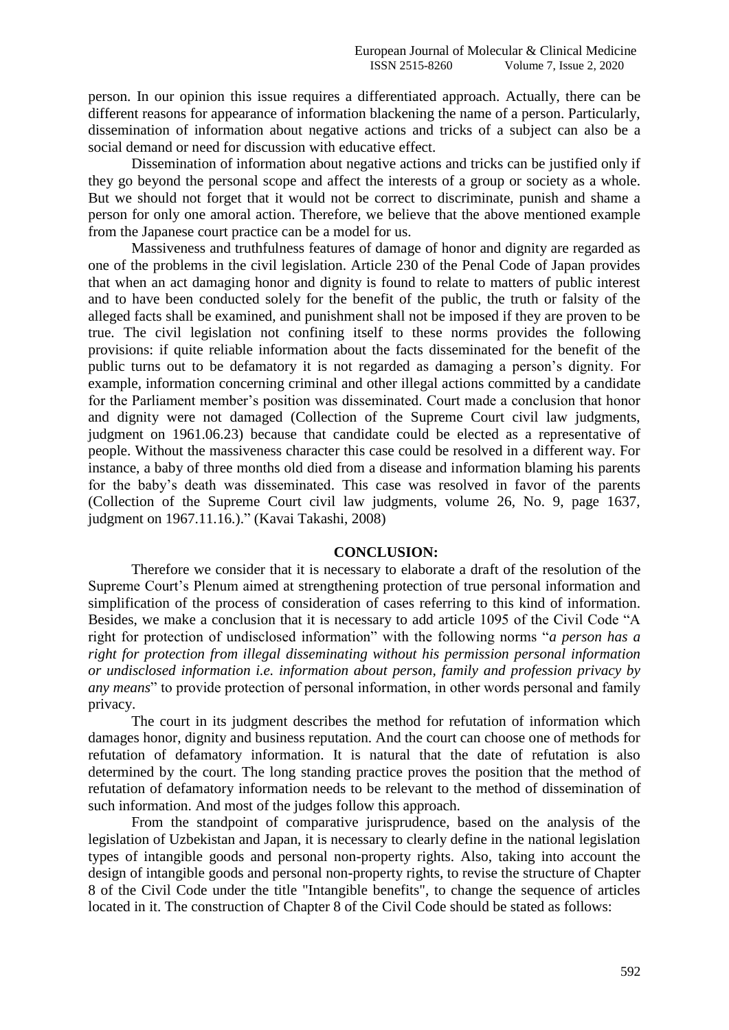person. In our opinion this issue requires a differentiated approach. Actually, there can be different reasons for appearance of information blackening the name of a person. Particularly, dissemination of information about negative actions and tricks of a subject can also be a social demand or need for discussion with educative effect.

Dissemination of information about negative actions and tricks can be justified only if they go beyond the personal scope and affect the interests of a group or society as a whole. But we should not forget that it would not be correct to discriminate, punish and shame a person for only one amoral action. Therefore, we believe that the above mentioned example from the Japanese court practice can be a model for us.

Massiveness and truthfulness features of damage of honor and dignity are regarded as one of the problems in the civil legislation. Article 230 of the Penal Code of Japan provides that when an act damaging honor and dignity is found to relate to matters of public interest and to have been conducted solely for the benefit of the public, the truth or falsity of the alleged facts shall be examined, and punishment shall not be imposed if they are proven to be true. The civil legislation not confining itself to these norms provides the following provisions: if quite reliable information about the facts disseminated for the benefit of the public turns out to be defamatory it is not regarded as damaging a person's dignity. For example, information concerning criminal and other illegal actions committed by a candidate for the Parliament member's position was disseminated. Court made a conclusion that honor and dignity were not damaged (Collection of the Supreme Court civil law judgments, judgment on 1961.06.23) because that candidate could be elected as a representative of people. Without the massiveness character this case could be resolved in a different way. For instance, a baby of three months old died from a disease and information blaming his parents for the baby's death was disseminated. This case was resolved in favor of the parents (Collection of the Supreme Court civil law judgments, volume 26, No. 9, page 1637, judgment on 1967.11.16.)." (Kavai Takashi, 2008)

## CONCLUSION:

Therefore we consider that it is necessary to elaborate a draft of the resolution of the Supreme Court's Plenum aimed at strengthening protection of true personal information and simplification of the process of consideration of cases referring to this kind of information. Besides, we make a conclusion that it is necessary to add article 1095 of the Civil Code "A right for protection of undisclosed information" with the following norms "*a person has a right for protection from illegal disseminating without his permission personal information or undisclosed information i.e. information about person, family and profession privacy by any means*" to provide protection of personal information, in other words personal and family privacy.

The court in its judgment describes the method for refutation of information which damages honor, dignity and business reputation. And the court can choose one of methods for refutation of defamatory information. It is natural that the date of refutation is also determined by the court. The long standing practice proves the position that the method of refutation of defamatory information needs to be relevant to the method of dissemination of such information. And most of the judges follow this approach.

From the standpoint of comparative jurisprudence, based on the analysis of the legislation of Uzbekistan and Japan, it is necessary to clearly define in the national legislation types of intangible goods and personal non-property rights. Also, taking into account the design of intangible goods and personal non-property rights, to revise the structure of Chapter 8 of the Civil Code under the title "Intangible benefits", to change the sequence of articles located in it. The construction of Chapter 8 of the Civil Code should be stated as follows: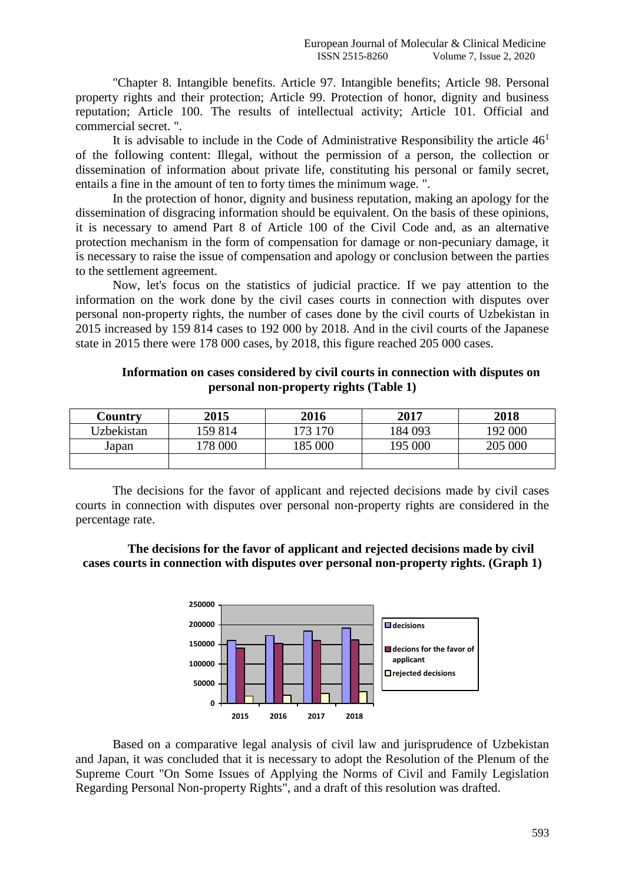"Chapter 8. Intangible benefits. Article 97. Intangible benefits; Article 98. Personal property rights and their protection; Article 99. Protection of honor, dignity and business reputation; Article 100. The results of intellectual activity; Article 101. Official and commercial secret. ".

It is advisable to include in the Code of Administrative Responsibility the article 46[1] of the following content: Illegal, without the permission of a person, the collection or dissemination of information about private life, constituting his personal or family secret, entails a fine in the amount of ten to forty times the minimum wage. ".

In the protection of honor, dignity and business reputation, making an apology for the dissemination of disgracing information should be equivalent. On the basis of these opinions, it is necessary to amend Part 8 of Article 100 of the Civil Code and, as an alternative protection mechanism in the form of compensation for damage or non-pecuniary damage, it is necessary to raise the issue of compensation and apology or conclusion between the parties to the settlement agreement.

Now, let's focus on the statistics of judicial practice. If we pay attention to the information on the work done by the civil cases courts in connection with disputes over personal non-property rights, the number of cases done by the civil courts of Uzbekistan in 2015 increased by 159 814 cases to 192 000 by 2018. And in the civil courts of the Japanese state in 2015 there were 178 000 cases, by 2018, this figure reached 205 000 cases.

**Information on cases considered by civil courts in connection with disputes on personal non-property rights (Table 1)**

| Country | 2015 | 2016 | 2017 | 2018 |
|---|---|---|---|---|
| Uzbekistan | 159 814 | 173 170 | 184 093 | 192 000 |
| Japan | 178 000 | 185 000 | 195 000 | 205 000 |
| | | | | |

The decisions for the favor of applicant and rejected decisions made by civil cases courts in connection with disputes over personal non-property rights are considered in the percentage rate.

**The decisions for the favor of applicant and rejected decisions made by civil cases courts in connection with disputes over personal non-property rights. (Graph 1)**

Based on a comparative legal analysis of civil law and jurisprudence of Uzbekistan and Japan, it was concluded that it is necessary to adopt the Resolution of the Plenum of the Supreme Court "On Some Issues of Applying the Norms of Civil and Family Legislation Regarding Personal Non-property Rights", and a draft of this resolution was drafted.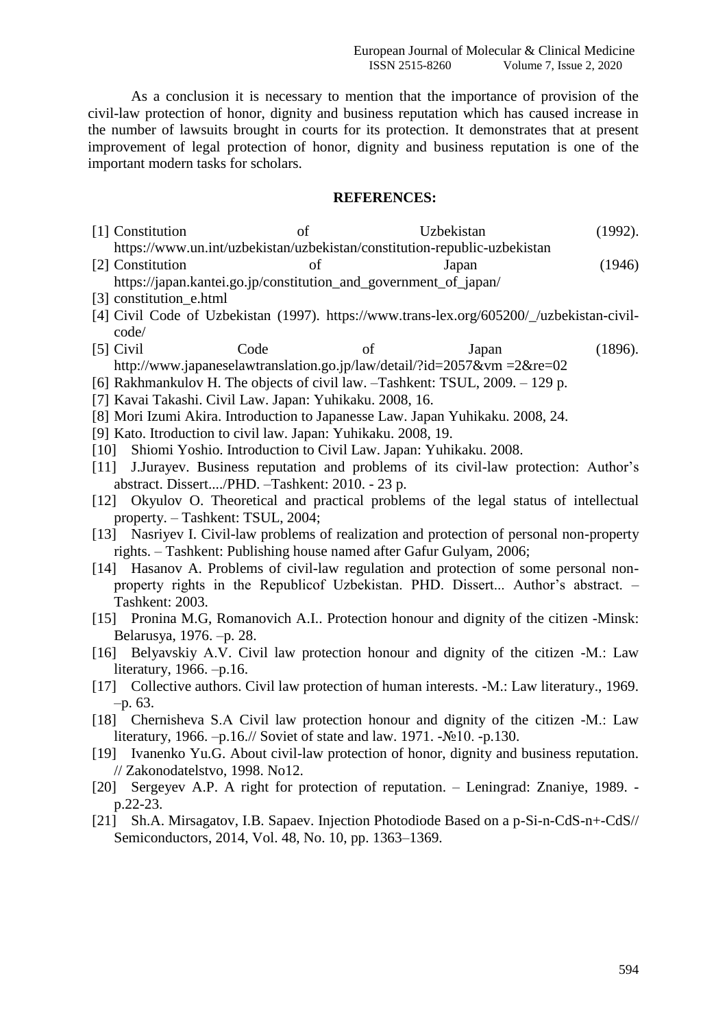As a conclusion it is necessary to mention that the importance of provision of the civil-law protection of honor, dignity and business reputation which has caused increase in the number of lawsuits brought in courts for its protection. It demonstrates that at present improvement of legal protection of honor, dignity and business reputation is one of the important modern tasks for scholars.

## REFERENCES:

[1] Constitution of Uzbekistan (1992). https://www.un.int/uzbekistan/uzbekistan/constitution-republic-uzbekistan

[2] Constitution of Japan (1946) https://japan.kantei.go.jp/constitution_and_government_of_japan/

[3] constitution_e.html

[4] Civil Code of Uzbekistan (1997). https://www.trans-lex.org/605200/_/uzbekistan-civil-code/

[5] Civil Code of Japan (1896). http://www.japaneselawtranslation.go.jp/law/detail/?id=2057&vm =2&re=02

[6] Rakhmankulov H. The objects of civil law. –Tashkent: TSUL, 2009. – 129 p.

[7] Kavai Takashi. Civil Law. Japan: Yuhikaku. 2008, 16.

[8] Mori Izumi Akira. Introduction to Japanesse Law. Japan Yuhikaku. 2008, 24.

[9] Kato. Itroduction to civil law. Japan: Yuhikaku. 2008, 19.

[10] Shiomi Yoshio. Introduction to Civil Law. Japan: Yuhikaku. 2008.

[11] J.Jurayev. Business reputation and problems of its civil-law protection: Author's abstract. Dissert..../PHD. –Tashkent: 2010. - 23 p.

[12] Okyulov O. Theoretical and practical problems of the legal status of intellectual property. – Tashkent: TSUL, 2004;

[13] Nasriyev I. Civil-law problems of realization and protection of personal non-property rights. – Tashkent: Publishing house named after Gafur Gulyam, 2006;

[14] Hasanov A. Problems of civil-law regulation and protection of some personal non-property rights in the Republicof Uzbekistan. PHD. Dissert... Author's abstract. – Tashkent: 2003.

[15] Pronina M.G, Romanovich A.I.. Protection honour and dignity of the citizen -Minsk: Belarusya, 1976. –p. 28.

[16] Belyavskiy A.V. Civil law protection honour and dignity of the citizen -M.: Law literatury, 1966. –p.16.

[17] Collective authors. Civil law protection of human interests. -M.: Law literatury., 1969. –p. 63.

[18] Chernisheva S.A Civil law protection honour and dignity of the citizen -M.: Law literatury, 1966. –p.16.// Soviet of state and law. 1971. -№10. -p.130.

[19] Ivanenko Yu.G. About civil-law protection of honor, dignity and business reputation. // Zakonodatelstvo, 1998. No12.

[20] Sergeyev A.P. A right for protection of reputation. – Leningrad: Znaniye, 1989. - p.22-23.

[21] Sh.A. Mirsagatov, I.B. Sapaev. Injection Photodiode Based on a p-Si-n-CdS-n+-CdS// Semiconductors, 2014, Vol. 48, No. 10, pp. 1363–1369.